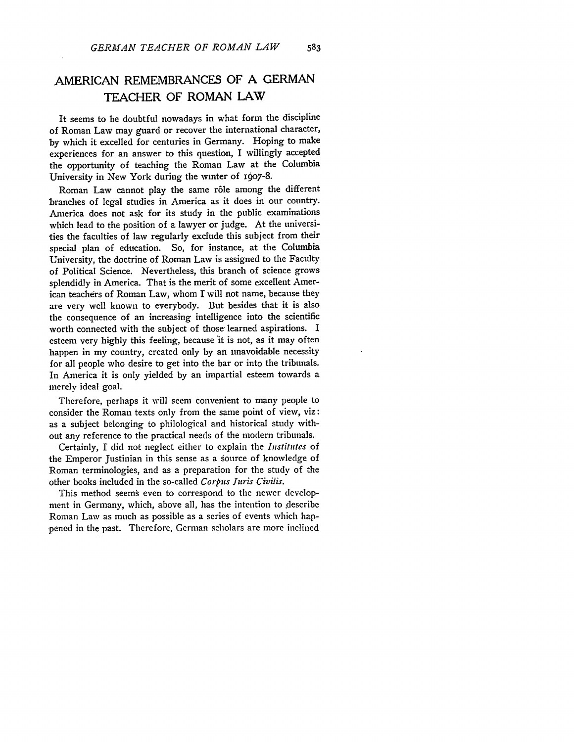# AMERICAN REMEMBRANCES OF A GERMAN TEACHER OF ROMAN LAW

It seems to be doubtful nowadays in what form the discipline of Roman Law may guard or recover the international character, by which it excelled for centuries in Germany. Hoping to make experiences for an answer to this question, I willingly accepted the opportunity of teaching the Roman Law at the Columbia University in New York during the winter of 1907-8.

Roman Law cannot play the same rôle among the different branches of legal studies in America as it does in our country. America does not ask for its study in the public examinations which lead to the position of a lawyer or judge. At the universities the faculties of law regularly exclude this subject from their special plan of education. So, for instance, at the Columbia University, the doctrine of Roman Law is assigned to the Faculty of Political Science. Nevertheless, this branch of science grows splendidly in America. That is the merit of some excellent American teachers of Roman Law, whom I will not name, because they are very well known to everybody. But besides that it is also the consequence of an increasing intelligence into the scientific worth connected with the subject of those learned aspirations. I esteem very highly this feeling, because it is not, as it may often happen in my country, created only by an unavoidable necessity for all people who desire to get into the bar or into the tribunals. In America it is only yielded by an impartial esteem towards a merely ideal goal.

Therefore, perhaps it will seem convenient to many people to consider the Roman texts only from the same point of view, viz: as a subject belonging to philological and historical study without any reference to the practical needs of the modern tribunals.

Certainly, I did not neglect either to explain the *Institutes* of the Emperor Justinian in this sense as a source of knowledge of Roman terminologies, and as a preparation for the study of the other books included in the so-called *Corpus Juris Civilis*.

This method seems even to correspond to the newer development in Germany, which, above all, has the intention to describe Roman Law as much as possible as a series of events which happened in the past. Therefore, German scholars are more inclined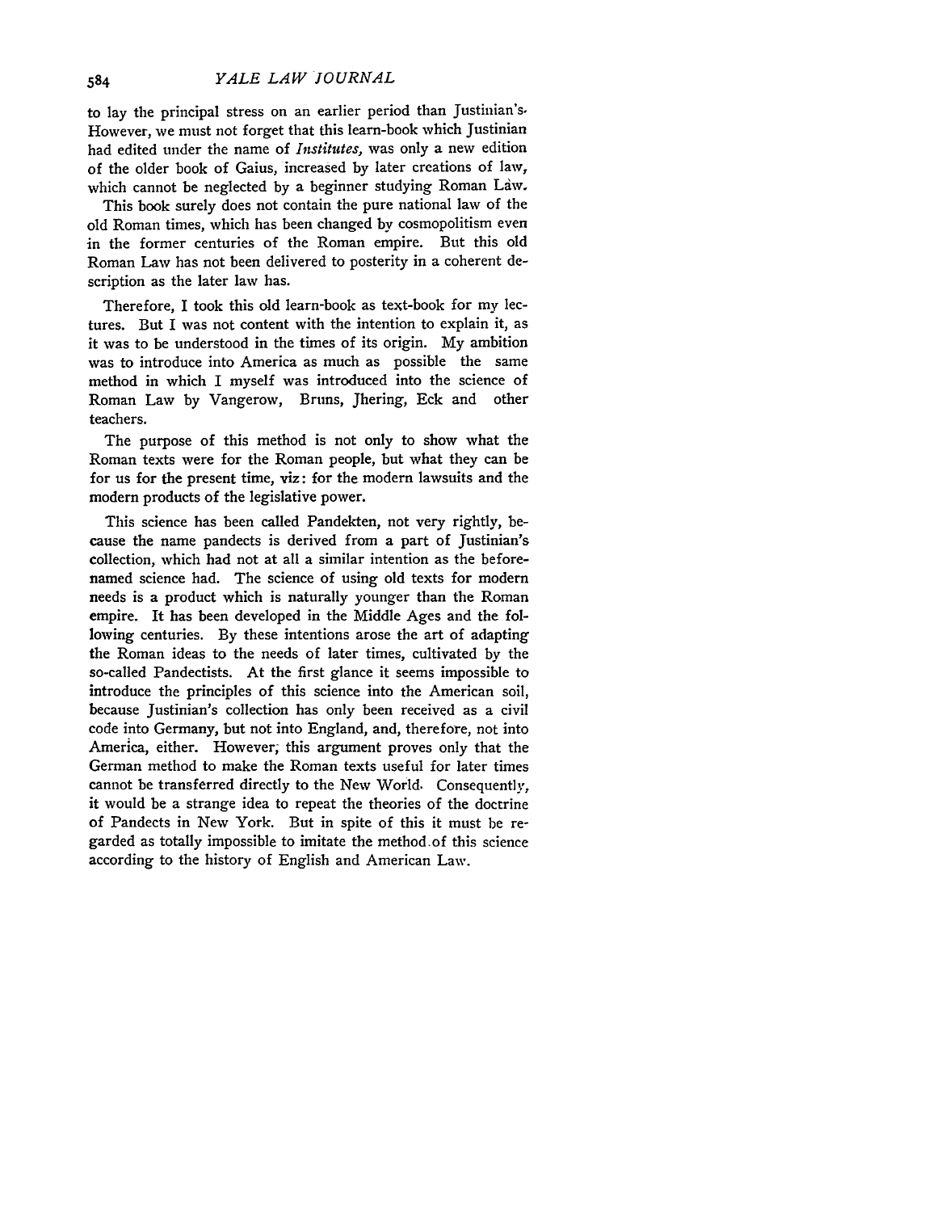to lay the principal stress on an earlier period than Justinian's. However, we must not forget that this learn-book which Justinian had edited under the name of *Institutes*, was only a new edition of the older book of Gaius, increased by later creations of law, which cannot be neglected by a beginner studying Roman Law.

This book surely does not contain the pure national law of the old Roman times, which has been changed by cosmopolitism even in the former centuries of the Roman empire. But this old Roman Law has not been delivered to posterity in a coherent description as the later law has.

Therefore, I took this old learn-book as text-book for my lectures. But I was not content with the intention to explain it, as it was to be understood in the times of its origin. My ambition was to introduce into America as much as possible the same method in which I myself was introduced into the science of Roman Law by Vangerow, Bruns, Jhering, Eck and other teachers.

The purpose of this method is not only to show what the Roman texts were for the Roman people, but what they can be for us for the present time, viz: for the modern lawsuits and the modern products of the legislative power.

This science has been called Pandekten, not very rightly, because the name pandects is derived from a part of Justinian's collection, which had not at all a similar intention as the before-named science had. The science of using old texts for modern needs is a product which is naturally younger than the Roman empire. It has been developed in the Middle Ages and the following centuries. By these intentions arose the art of adapting the Roman ideas to the needs of later times, cultivated by the so-called Pandectists. At the first glance it seems impossible to introduce the principles of this science into the American soil, because Justinian's collection has only been received as a civil code into Germany, but not into England, and, therefore, not into America, either. However, this argument proves only that the German method to make the Roman texts useful for later times cannot be transferred directly to the New World. Consequently, it would be a strange idea to repeat the theories of the doctrine of Pandects in New York. But in spite of this it must be regarded as totally impossible to imitate the method of this science according to the history of English and American Law.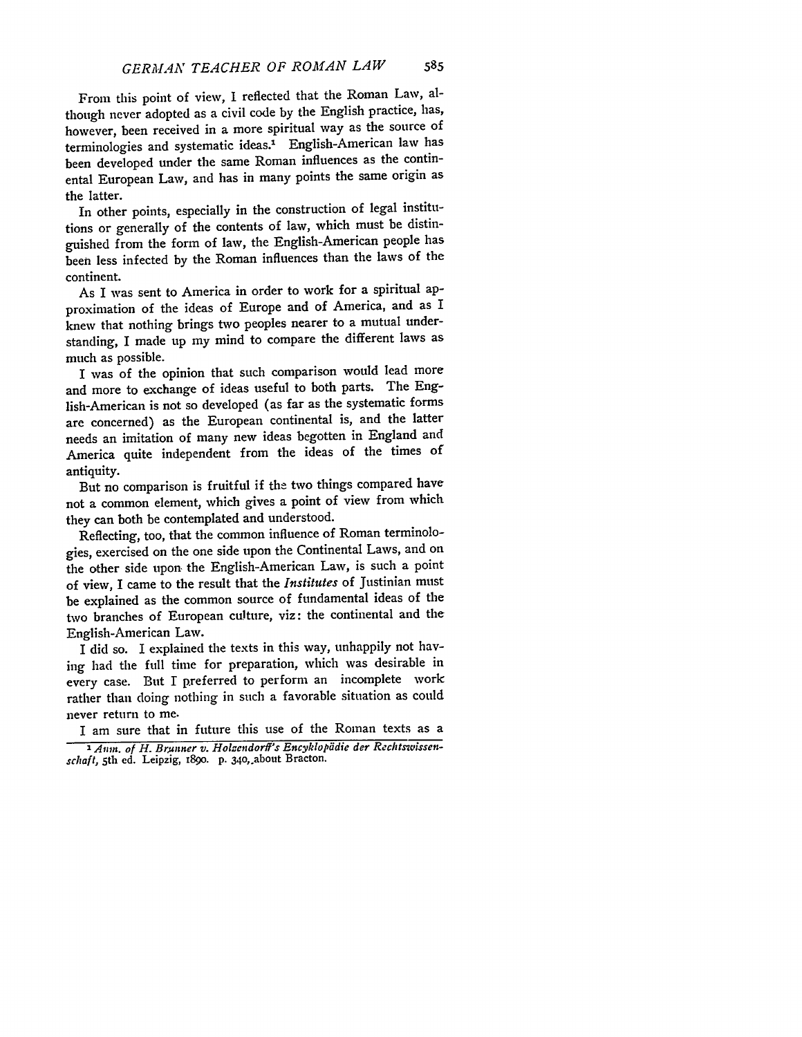From this point of view, I reflected that the Roman Law, although never adopted as a civil code by the English practice, has, however, been received in a more spiritual way as the source of terminologies and systematic ideas.[1] English-American law has been developed under the same Roman influences as the continental European Law, and has in many points the same origin as the latter.

In other points, especially in the construction of legal institutions or generally of the contents of law, which must be distinguished from the form of law, the English-American people has been less infected by the Roman influences than the laws of the continent.

As I was sent to America in order to work for a spiritual approximation of the ideas of Europe and of America, and as I knew that nothing brings two peoples nearer to a mutual understanding, I made up my mind to compare the different laws as much as possible.

I was of the opinion that such comparison would lead more and more to exchange of ideas useful to both parts. The English-American is not so developed (as far as the systematic forms are concerned) as the European continental is, and the latter needs an imitation of many new ideas begotten in England and America quite independent from the ideas of the times of antiquity.

But no comparison is fruitful if the two things compared have not a common element, which gives a point of view from which they can both be contemplated and understood.

Reflecting, too, that the common influence of Roman terminologies, exercised on the one side upon the Continental Laws, and on the other side upon the English-American Law, is such a point of view, I came to the result that the *Institutes* of Justinian must be explained as the common source of fundamental ideas of the two branches of European culture, viz: the continental and the English-American Law.

I did so. I explained the texts in this way, unhappily not having had the full time for preparation, which was desirable in every case. But I preferred to perform an incomplete work rather than doing nothing in such a favorable situation as could never return to me.

I am sure that in future this use of the Roman texts as a

---

[1] *Anm. of H. Brunner v. Holzendorff's Encyklopädie der Rechtswissenschaft*, 5th ed. Leipzig, 1890. p. 340, about Bracton.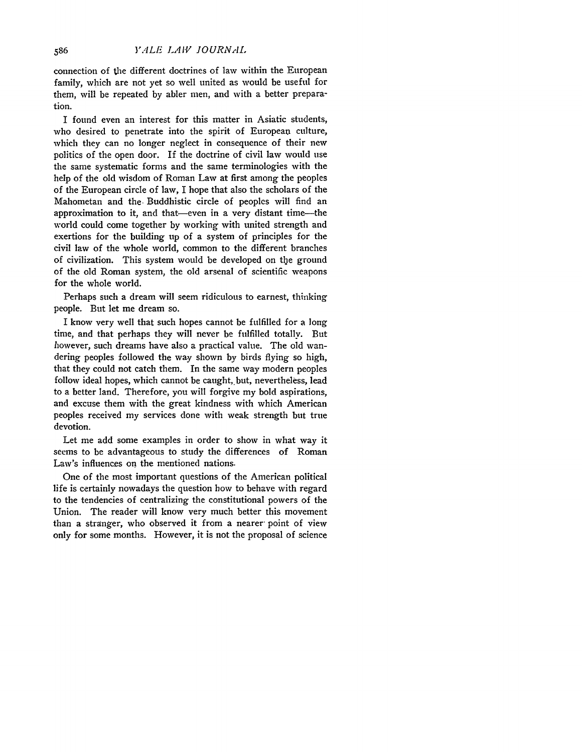connection of the different doctrines of law within the European family, which are not yet so well united as would be useful for them, will be repeated by abler men, and with a better preparation.

I found even an interest for this matter in Asiatic students, who desired to penetrate into the spirit of European culture, which they can no longer neglect in consequence of their new politics of the open door. If the doctrine of civil law would use the same systematic forms and the same terminologies with the help of the old wisdom of Roman Law at first among the peoples of the European circle of law, I hope that also the scholars of the Mahometan and the Buddhistic circle of peoples will find an approximation to it, and that—even in a very distant time—the world could come together by working with united strength and exertions for the building up of a system of principles for the civil law of the whole world, common to the different branches of civilization. This system would be developed on the ground of the old Roman system, the old arsenal of scientific weapons for the whole world.

Perhaps such a dream will seem ridiculous to earnest, thinking people. But let me dream so.

I know very well that such hopes cannot be fulfilled for a long time, and that perhaps they will never be fulfilled totally. But however, such dreams have also a practical value. The old wandering peoples followed the way shown by birds flying so high, that they could not catch them. In the same way modern peoples follow ideal hopes, which cannot be caught, but, nevertheless, lead to a better land. Therefore, you will forgive my bold aspirations, and excuse them with the great kindness with which American peoples received my services done with weak strength but true devotion.

Let me add some examples in order to show in what way it seems to be advantageous to study the differences of Roman Law's influences on the mentioned nations.

One of the most important questions of the American political life is certainly nowadays the question how to behave with regard to the tendencies of centralizing the constitutional powers of the Union. The reader will know very much better this movement than a stranger, who observed it from a nearer point of view only for some months. However, it is not the proposal of science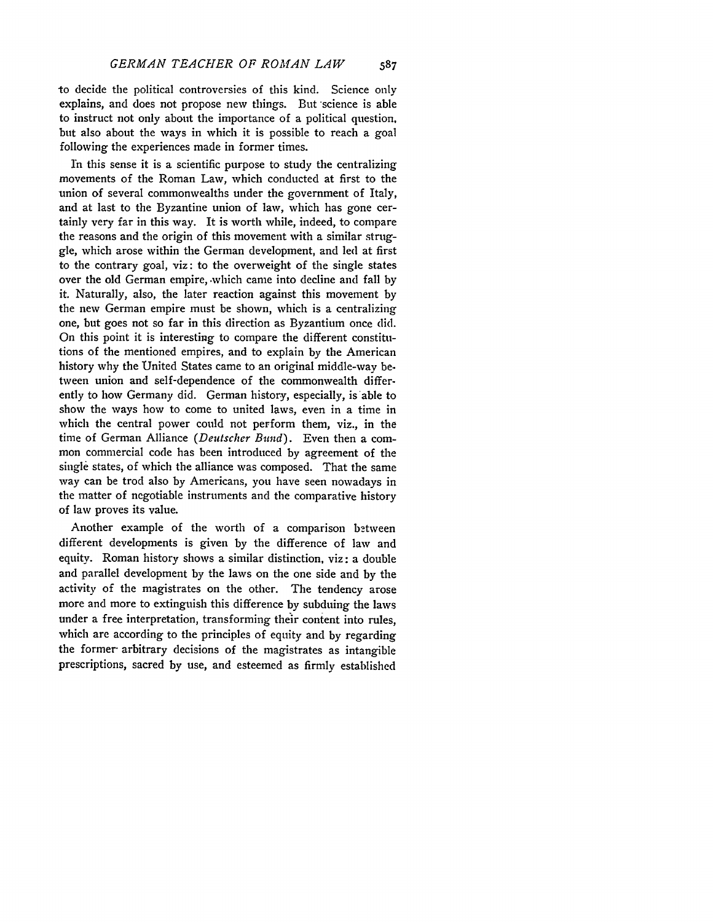to decide the political controversies of this kind. Science only explains, and does not propose new things. But science is able to instruct not only about the importance of a political question, but also about the ways in which it is possible to reach a goal following the experiences made in former times.

In this sense it is a scientific purpose to study the centralizing movements of the Roman Law, which conducted at first to the union of several commonwealths under the government of Italy, and at last to the Byzantine union of law, which has gone certainly very far in this way. It is worth while, indeed, to compare the reasons and the origin of this movement with a similar struggle, which arose within the German development, and led at first to the contrary goal, viz: to the overweight of the single states over the old German empire, which came into decline and fall by it. Naturally, also, the later reaction against this movement by the new German empire must be shown, which is a centralizing one, but goes not so far in this direction as Byzantium once did. On this point it is interesting to compare the different constitutions of the mentioned empires, and to explain by the American history why the United States came to an original middle-way between union and self-dependence of the commonwealth differently to how Germany did. German history, especially, is able to show the ways how to come to united laws, even in a time in which the central power could not perform them, viz., in the time of German Alliance (*Deutscher Bund*). Even then a common commercial code has been introduced by agreement of the single states, of which the alliance was composed. That the same way can be trod also by Americans, you have seen nowadays in the matter of negotiable instruments and the comparative history of law proves its value.

Another example of the worth of a comparison between different developments is given by the difference of law and equity. Roman history shows a similar distinction, viz: a double and parallel development by the laws on the one side and by the activity of the magistrates on the other. The tendency arose more and more to extinguish this difference by subduing the laws under a free interpretation, transforming their content into rules, which are according to the principles of equity and by regarding the former arbitrary decisions of the magistrates as intangible prescriptions, sacred by use, and esteemed as firmly established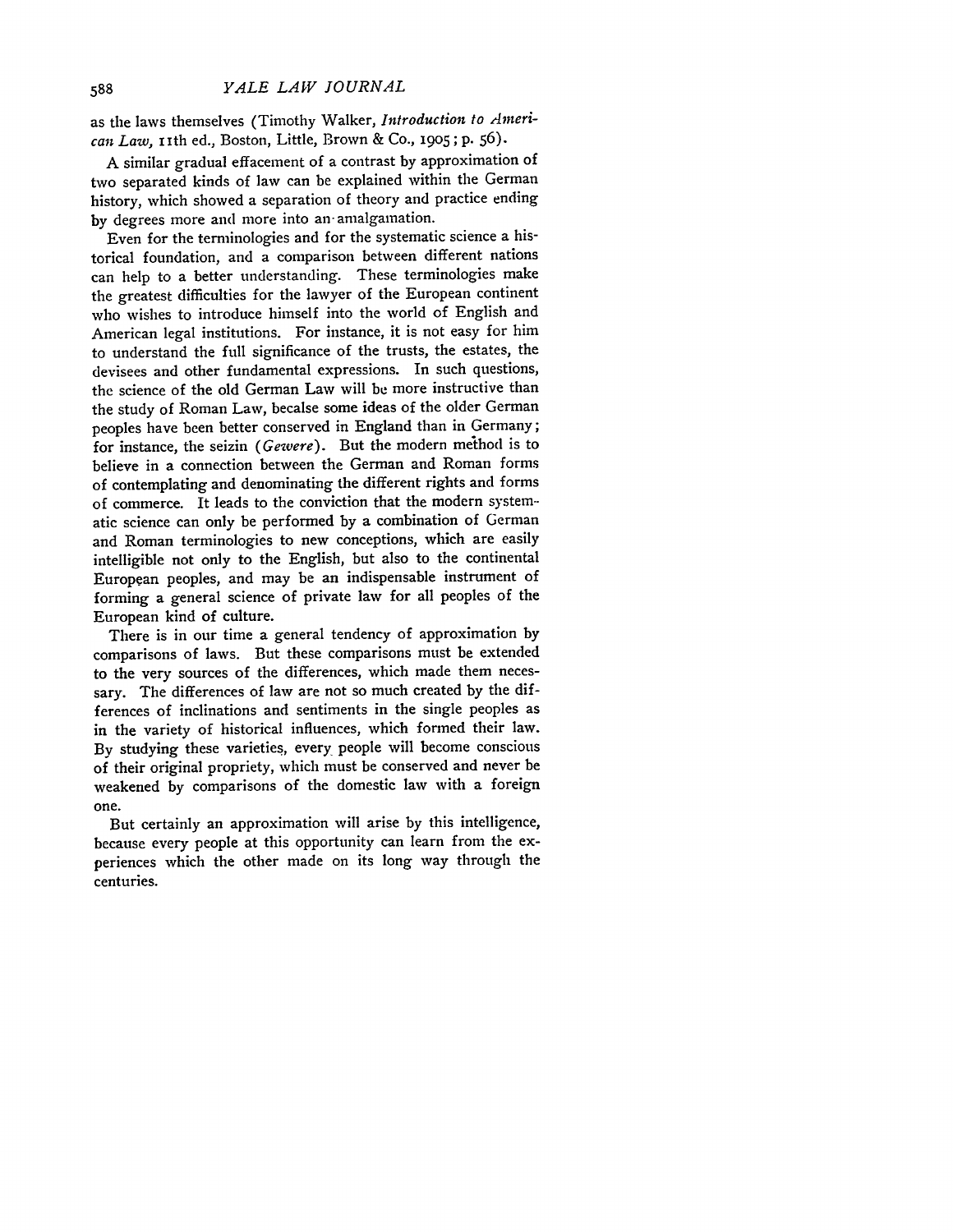as the laws themselves (Timothy Walker, *Introduction to American Law*, 11th ed., Boston, Little, Brown & Co., 1905; p. 56).

A similar gradual effacement of a contrast by approximation of two separated kinds of law can be explained within the German history, which showed a separation of theory and practice ending by degrees more and more into an amalgamation.

Even for the terminologies and for the systematic science a historical foundation, and a comparison between different nations can help to a better understanding. These terminologies make the greatest difficulties for the lawyer of the European continent who wishes to introduce himself into the world of English and American legal institutions. For instance, it is not easy for him to understand the full significance of the trusts, the estates, the devisees and other fundamental expressions. In such questions, the science of the old German Law will be more instructive than the study of Roman Law, becalse some ideas of the older German peoples have been better conserved in England than in Germany; for instance, the seizin (*Gewere*). But the modern method is to believe in a connection between the German and Roman forms of contemplating and denominating the different rights and forms of commerce. It leads to the conviction that the modern systematic science can only be performed by a combination of German and Roman terminologies to new conceptions, which are easily intelligible not only to the English, but also to the continental European peoples, and may be an indispensable instrument of forming a general science of private law for all peoples of the European kind of culture.

There is in our time a general tendency of approximation by comparisons of laws. But these comparisons must be extended to the very sources of the differences, which made them necessary. The differences of law are not so much created by the differences of inclinations and sentiments in the single peoples as in the variety of historical influences, which formed their law. By studying these varieties, every people will become conscious of their original propriety, which must be conserved and never be weakened by comparisons of the domestic law with a foreign one.

But certainly an approximation will arise by this intelligence, because every people at this opportunity can learn from the experiences which the other made on its long way through the centuries.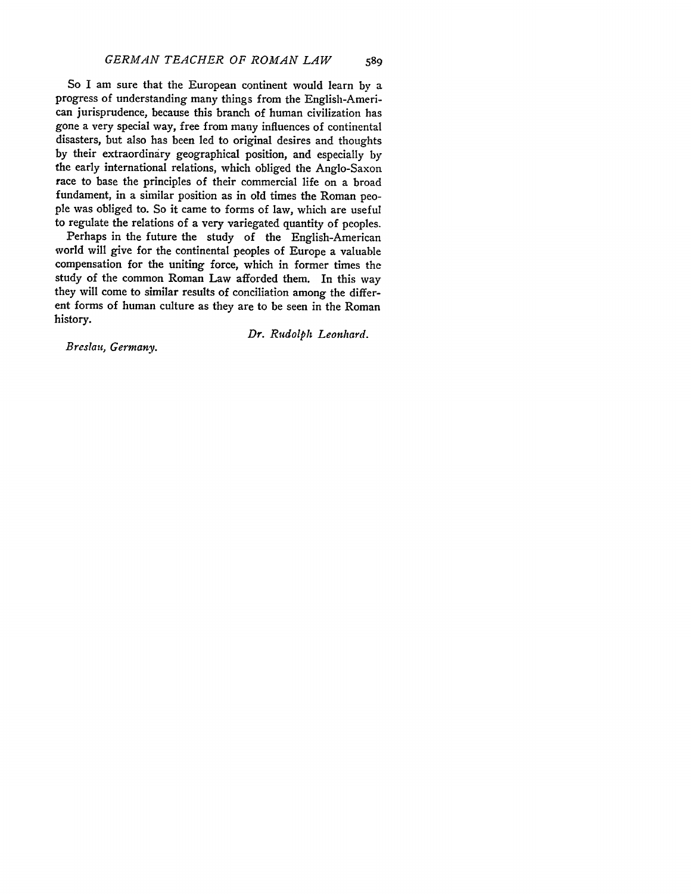So I am sure that the European continent would learn by a progress of understanding many things from the English-American jurisprudence, because this branch of human civilization has gone a very special way, free from many influences of continental disasters, but also has been led to original desires and thoughts by their extraordinary geographical position, and especially by the early international relations, which obliged the Anglo-Saxon race to base the principles of their commercial life on a broad fundament, in a similar position as in old times the Roman people was obliged to. So it came to forms of law, which are useful to regulate the relations of a very variegated quantity of peoples.

Perhaps in the future the study of the English-American world will give for the continental peoples of Europe a valuable compensation for the uniting force, which in former times the study of the common Roman Law afforded them. In this way they will come to similar results of conciliation among the different forms of human culture as they are to be seen in the Roman history.

*Dr. Rudolph Leonhard.*

*Breslau, Germany.*